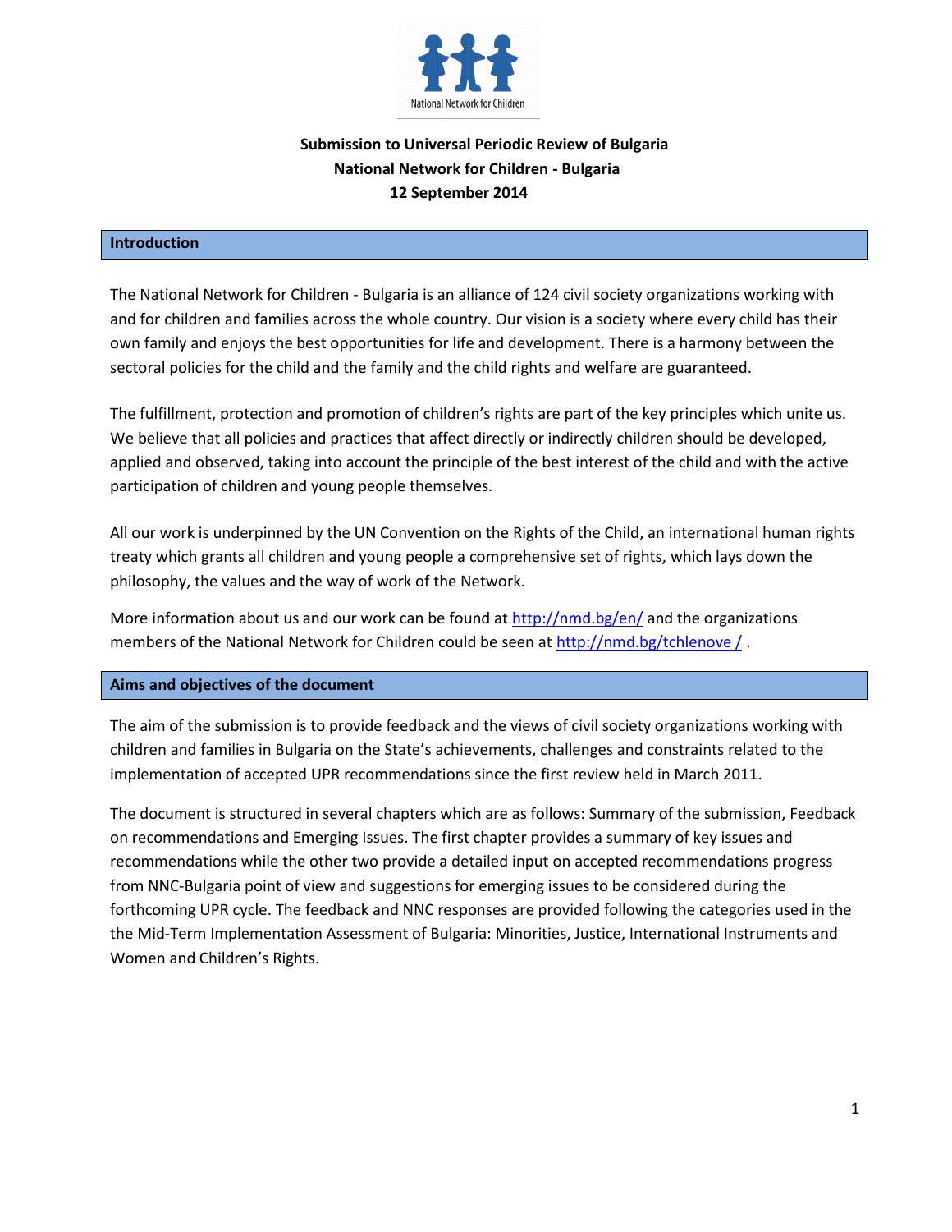National Network for Children

**Submission to Universal Periodic Review of Bulgaria**
**National Network for Children - Bulgaria**
**12 September 2014**

## Introduction

The National Network for Children - Bulgaria is an alliance of 124 civil society organizations working with and for children and families across the whole country. Our vision is a society where every child has their own family and enjoys the best opportunities for life and development. There is a harmony between the sectoral policies for the child and the family and the child rights and welfare are guaranteed.

The fulfillment, protection and promotion of children's rights are part of the key principles which unite us. We believe that all policies and practices that affect directly or indirectly children should be developed, applied and observed, taking into account the principle of the best interest of the child and with the active participation of children and young people themselves.

All our work is underpinned by the UN Convention on the Rights of the Child, an international human rights treaty which grants all children and young people a comprehensive set of rights, which lays down the philosophy, the values and the way of work of the Network.

More information about us and our work can be found at http://nmd.bg/en/ and the organizations members of the National Network for Children could be seen at http://nmd.bg/tchlenove / .

## Aims and objectives of the document

The aim of the submission is to provide feedback and the views of civil society organizations working with children and families in Bulgaria on the State's achievements, challenges and constraints related to the implementation of accepted UPR recommendations since the first review held in March 2011.

The document is structured in several chapters which are as follows: Summary of the submission, Feedback on recommendations and Emerging Issues. The first chapter provides a summary of key issues and recommendations while the other two provide a detailed input on accepted recommendations progress from NNC-Bulgaria point of view and suggestions for emerging issues to be considered during the forthcoming UPR cycle. The feedback and NNC responses are provided following the categories used in the the Mid-Term Implementation Assessment of Bulgaria: Minorities, Justice, International Instruments and Women and Children's Rights.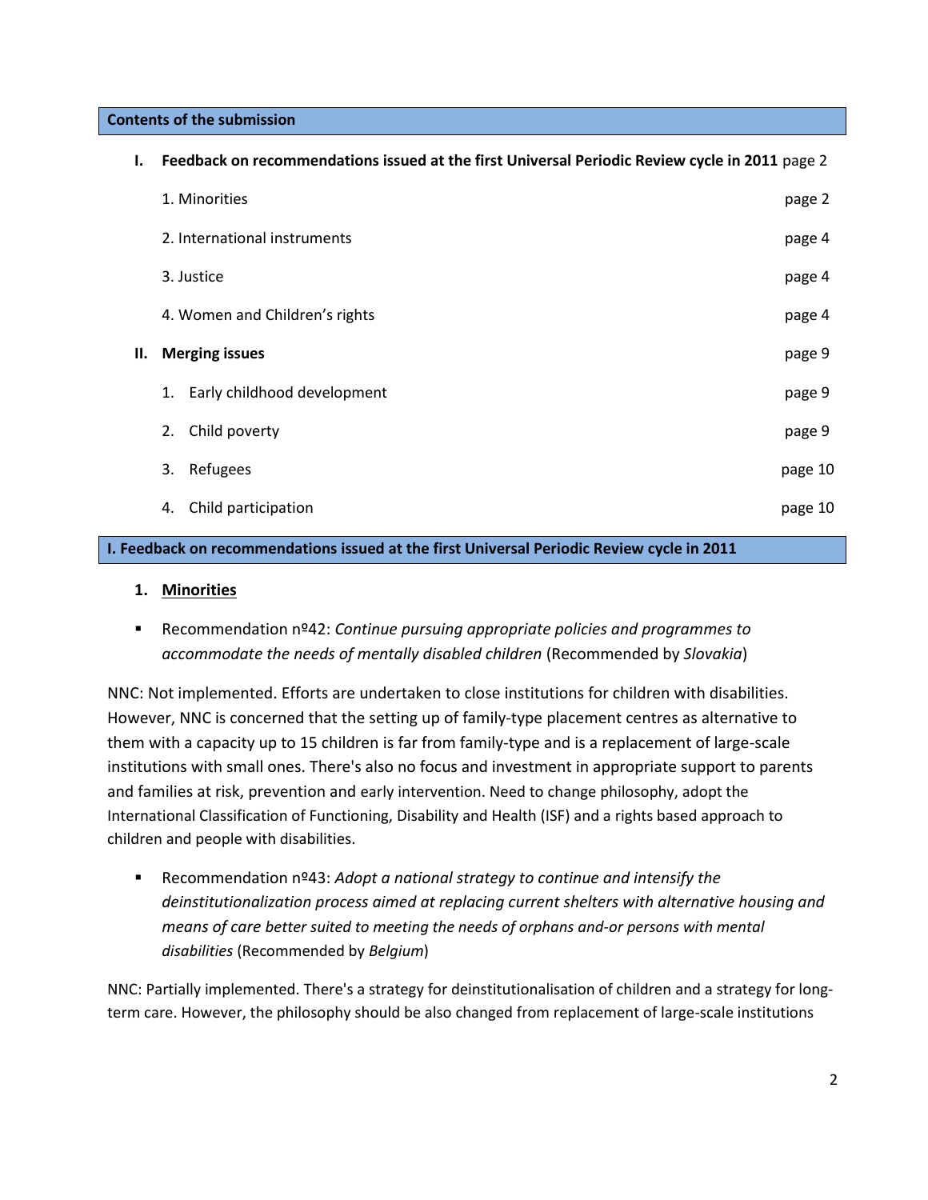**Contents of the submission**

| | | |
|---|---|---|
| **I.** | **Feedback on recommendations issued at the first Universal Periodic Review cycle in 2011** | page 2 |
| | 1. Minorities | page 2 |
| | 2. International instruments | page 4 |
| | 3. Justice | page 4 |
| | 4. Women and Children's rights | page 4 |
| **II.** | **Merging issues** | page 9 |
| | 1. Early childhood development | page 9 |
| | 2. Child poverty | page 9 |
| | 3. Refugees | page 10 |
| | 4. Child participation | page 10 |

## I. Feedback on recommendations issued at the first Universal Periodic Review cycle in 2011

### 1. Minorities

- Recommendation nº42: *Continue pursuing appropriate policies and programmes to accommodate the needs of mentally disabled children* (Recommended by *Slovakia*)

NNC: Not implemented. Efforts are undertaken to close institutions for children with disabilities. However, NNC is concerned that the setting up of family-type placement centres as alternative to them with a capacity up to 15 children is far from family-type and is a replacement of large-scale institutions with small ones. There's also no focus and investment in appropriate support to parents and families at risk, prevention and early intervention. Need to change philosophy, adopt the International Classification of Functioning, Disability and Health (ISF) and a rights based approach to children and people with disabilities.

- Recommendation nº43: *Adopt a national strategy to continue and intensify the deinstitutionalization process aimed at replacing current shelters with alternative housing and means of care better suited to meeting the needs of orphans and-or persons with mental disabilities* (Recommended by *Belgium*)

NNC: Partially implemented. There's a strategy for deinstitutionalisation of children and a strategy for long-term care. However, the philosophy should be also changed from replacement of large-scale institutions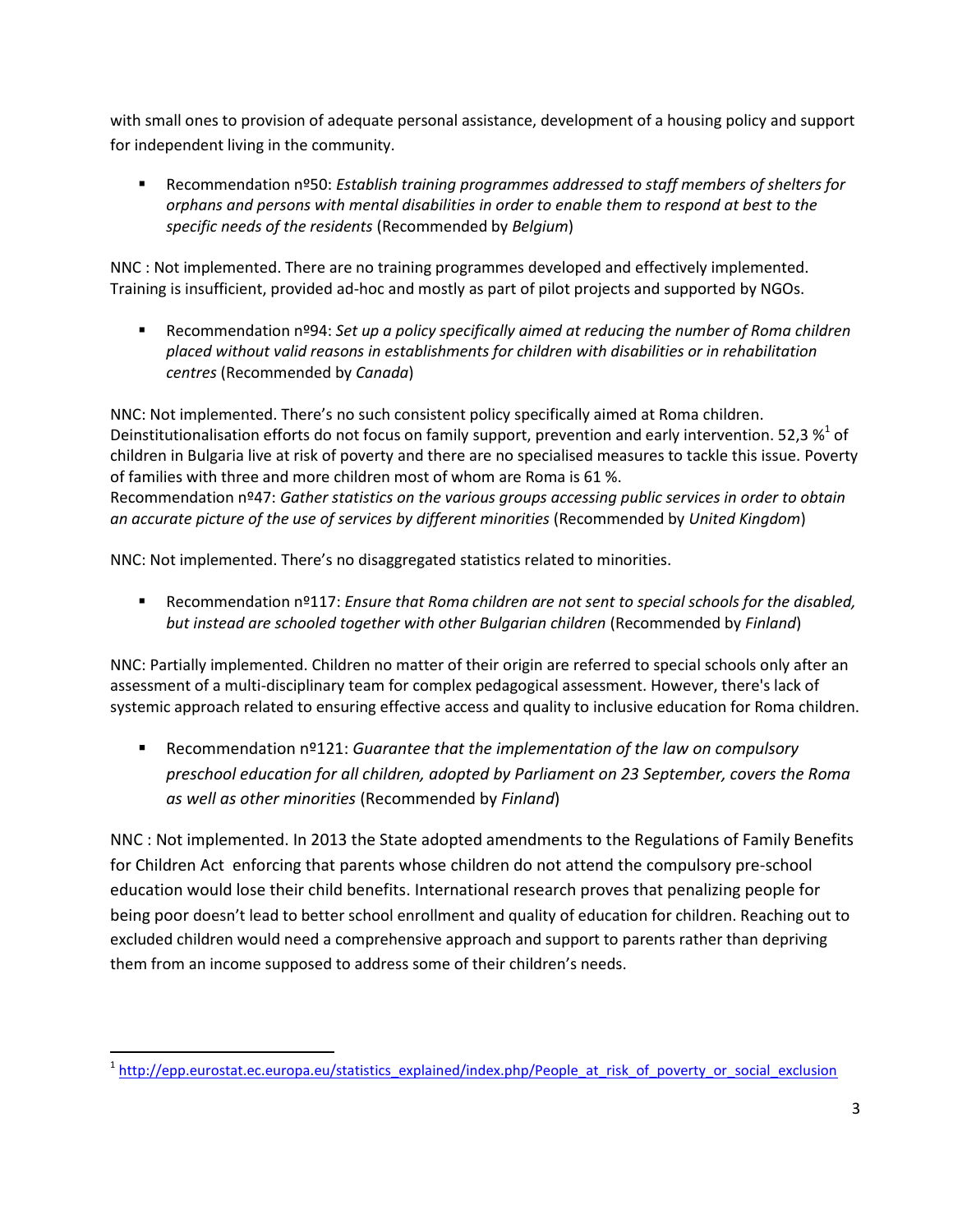with small ones to provision of adequate personal assistance, development of a housing policy and support for independent living in the community.

- Recommendation nº50: *Establish training programmes addressed to staff members of shelters for orphans and persons with mental disabilities in order to enable them to respond at best to the specific needs of the residents* (Recommended by *Belgium*)

NNC : Not implemented. There are no training programmes developed and effectively implemented. Training is insufficient, provided ad-hoc and mostly as part of pilot projects and supported by NGOs.

- Recommendation nº94: *Set up a policy specifically aimed at reducing the number of Roma children placed without valid reasons in establishments for children with disabilities or in rehabilitation centres* (Recommended by *Canada*)

NNC: Not implemented. There's no such consistent policy specifically aimed at Roma children. Deinstitutionalisation efforts do not focus on family support, prevention and early intervention. 52,3 %[1] of children in Bulgaria live at risk of poverty and there are no specialised measures to tackle this issue. Poverty of families with three and more children most of whom are Roma is 61 %.
Recommendation nº47: *Gather statistics on the various groups accessing public services in order to obtain an accurate picture of the use of services by different minorities* (Recommended by *United Kingdom*)

NNC: Not implemented. There's no disaggregated statistics related to minorities.

- Recommendation nº117: *Ensure that Roma children are not sent to special schools for the disabled, but instead are schooled together with other Bulgarian children* (Recommended by *Finland*)

NNC: Partially implemented. Children no matter of their origin are referred to special schools only after an assessment of a multi-disciplinary team for complex pedagogical assessment. However, there's lack of systemic approach related to ensuring effective access and quality to inclusive education for Roma children.

- Recommendation nº121: *Guarantee that the implementation of the law on compulsory preschool education for all children, adopted by Parliament on 23 September, covers the Roma as well as other minorities* (Recommended by *Finland*)

NNC : Not implemented. In 2013 the State adopted amendments to the Regulations of Family Benefits for Children Act enforcing that parents whose children do not attend the compulsory pre-school education would lose their child benefits. International research proves that penalizing people for being poor doesn't lead to better school enrollment and quality of education for children. Reaching out to excluded children would need a comprehensive approach and support to parents rather than depriving them from an income supposed to address some of their children's needs.

[1] http://epp.eurostat.ec.europa.eu/statistics_explained/index.php/People_at_risk_of_poverty_or_social_exclusion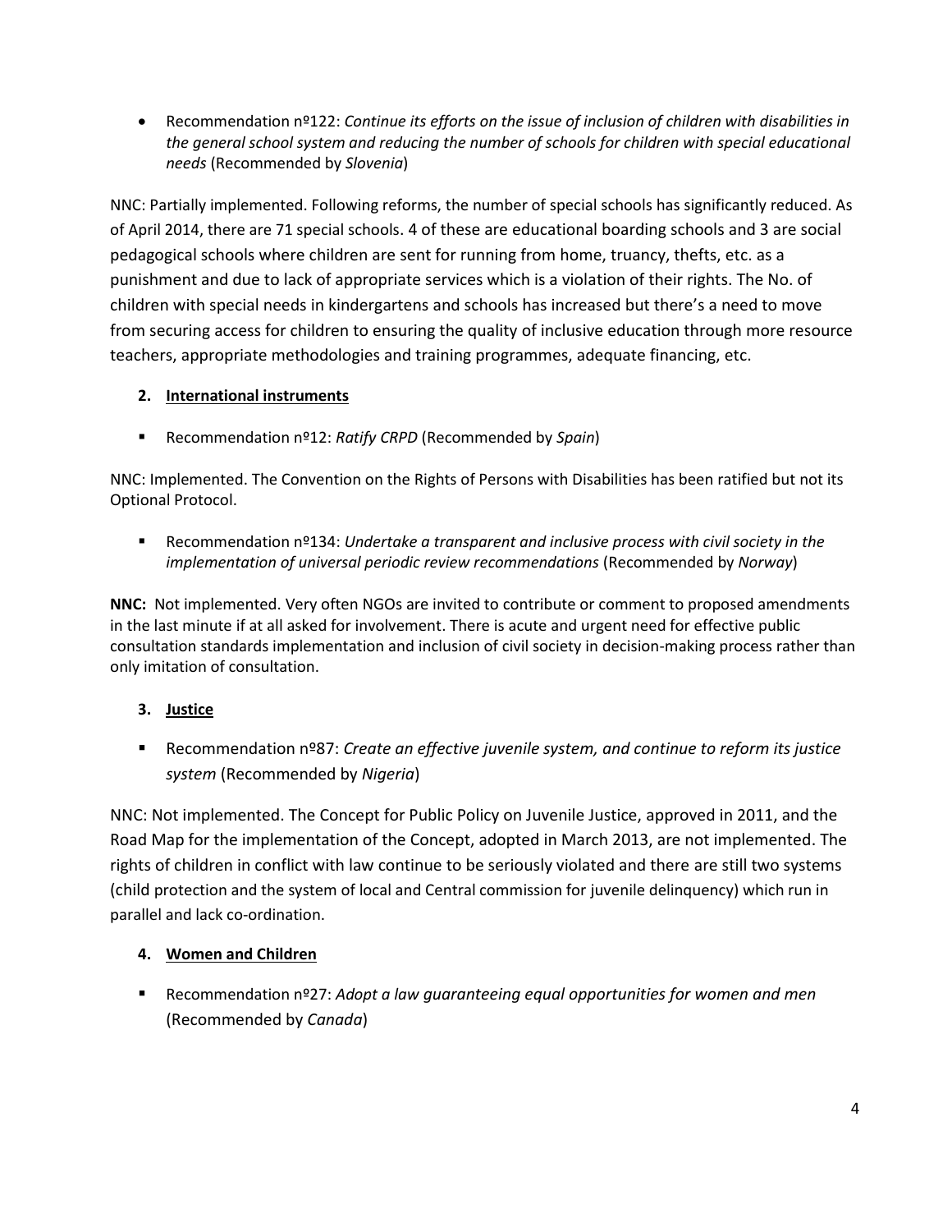- Recommendation nº122: *Continue its efforts on the issue of inclusion of children with disabilities in the general school system and reducing the number of schools for children with special educational needs* (Recommended by *Slovenia*)

NNC: Partially implemented. Following reforms, the number of special schools has significantly reduced. As of April 2014, there are 71 special schools. 4 of these are educational boarding schools and 3 are social pedagogical schools where children are sent for running from home, truancy, thefts, etc. as a punishment and due to lack of appropriate services which is a violation of their rights. The No. of children with special needs in kindergartens and schools has increased but there's a need to move from securing access for children to ensuring the quality of inclusive education through more resource teachers, appropriate methodologies and training programmes, adequate financing, etc.

## 2. International instruments

- Recommendation nº12: *Ratify CRPD* (Recommended by *Spain*)

NNC: Implemented. The Convention on the Rights of Persons with Disabilities has been ratified but not its Optional Protocol.

- Recommendation nº134: *Undertake a transparent and inclusive process with civil society in the implementation of universal periodic review recommendations* (Recommended by *Norway*)

**NNC:** Not implemented. Very often NGOs are invited to contribute or comment to proposed amendments in the last minute if at all asked for involvement. There is acute and urgent need for effective public consultation standards implementation and inclusion of civil society in decision-making process rather than only imitation of consultation.

## 3. Justice

- Recommendation nº87: *Create an effective juvenile system, and continue to reform its justice system* (Recommended by *Nigeria*)

NNC: Not implemented. The Concept for Public Policy on Juvenile Justice, approved in 2011, and the Road Map for the implementation of the Concept, adopted in March 2013, are not implemented. The rights of children in conflict with law continue to be seriously violated and there are still two systems (child protection and the system of local and Central commission for juvenile delinquency) which run in parallel and lack co-ordination.

## 4. Women and Children

- Recommendation nº27: *Adopt a law guaranteeing equal opportunities for women and men* (Recommended by *Canada*)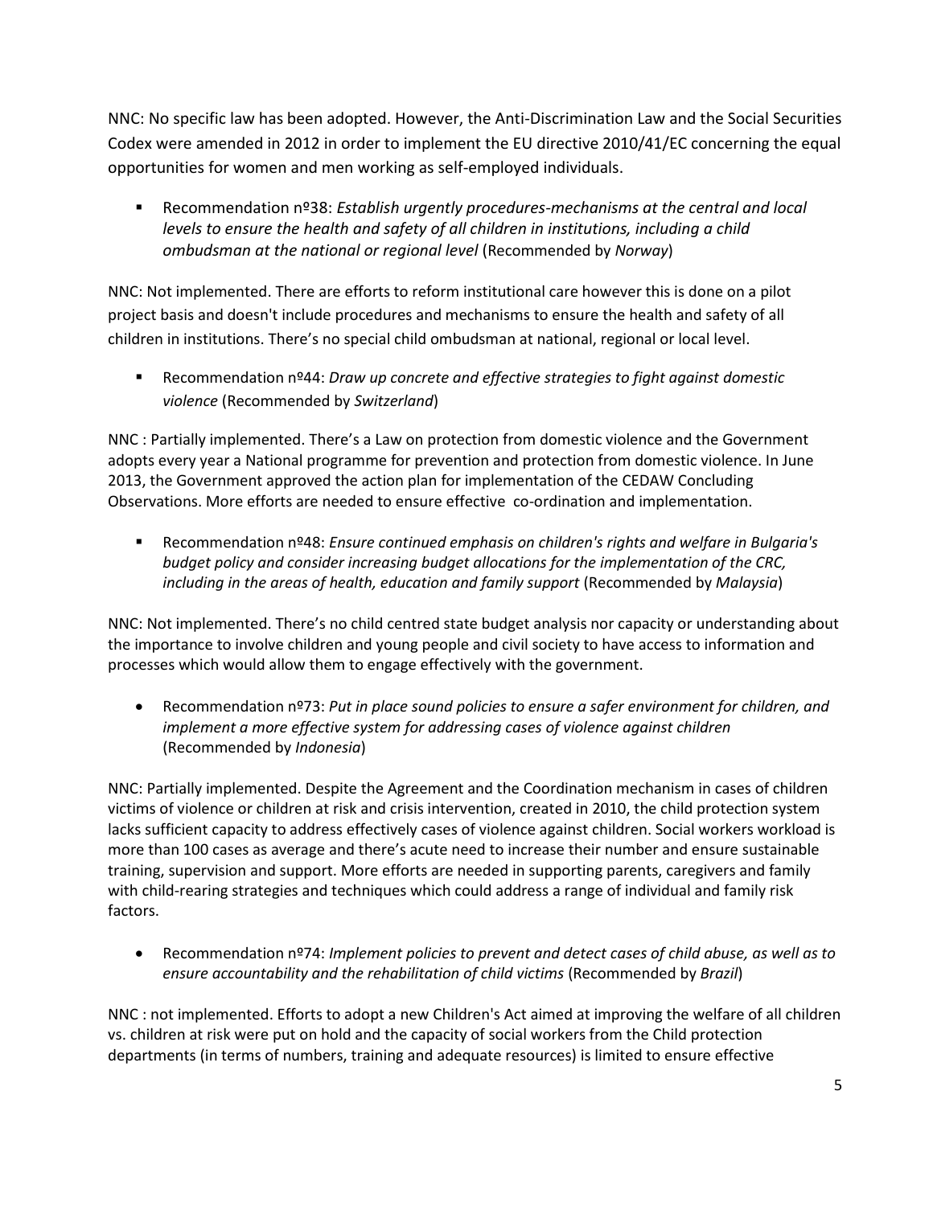NNC: No specific law has been adopted. However, the Anti-Discrimination Law and the Social Securities Codex were amended in 2012 in order to implement the EU directive 2010/41/EC concerning the equal opportunities for women and men working as self-employed individuals.

- Recommendation nº38: *Establish urgently procedures-mechanisms at the central and local levels to ensure the health and safety of all children in institutions, including a child ombudsman at the national or regional level* (Recommended by *Norway*)

NNC: Not implemented. There are efforts to reform institutional care however this is done on a pilot project basis and doesn't include procedures and mechanisms to ensure the health and safety of all children in institutions. There's no special child ombudsman at national, regional or local level.

- Recommendation nº44: *Draw up concrete and effective strategies to fight against domestic violence* (Recommended by *Switzerland*)

NNC : Partially implemented. There's a Law on protection from domestic violence and the Government adopts every year a National programme for prevention and protection from domestic violence. In June 2013, the Government approved the action plan for implementation of the CEDAW Concluding Observations. More efforts are needed to ensure effective co-ordination and implementation.

- Recommendation nº48: *Ensure continued emphasis on children's rights and welfare in Bulgaria's budget policy and consider increasing budget allocations for the implementation of the CRC, including in the areas of health, education and family support* (Recommended by *Malaysia*)

NNC: Not implemented. There's no child centred state budget analysis nor capacity or understanding about the importance to involve children and young people and civil society to have access to information and processes which would allow them to engage effectively with the government.

- Recommendation nº73: *Put in place sound policies to ensure a safer environment for children, and implement a more effective system for addressing cases of violence against children* (Recommended by *Indonesia*)

NNC: Partially implemented. Despite the Agreement and the Coordination mechanism in cases of children victims of violence or children at risk and crisis intervention, created in 2010, the child protection system lacks sufficient capacity to address effectively cases of violence against children. Social workers workload is more than 100 cases as average and there's acute need to increase their number and ensure sustainable training, supervision and support. More efforts are needed in supporting parents, caregivers and family with child-rearing strategies and techniques which could address a range of individual and family risk factors.

- Recommendation nº74: *Implement policies to prevent and detect cases of child abuse, as well as to ensure accountability and the rehabilitation of child victims* (Recommended by *Brazil*)

NNC : not implemented. Efforts to adopt a new Children's Act aimed at improving the welfare of all children vs. children at risk were put on hold and the capacity of social workers from the Child protection departments (in terms of numbers, training and adequate resources) is limited to ensure effective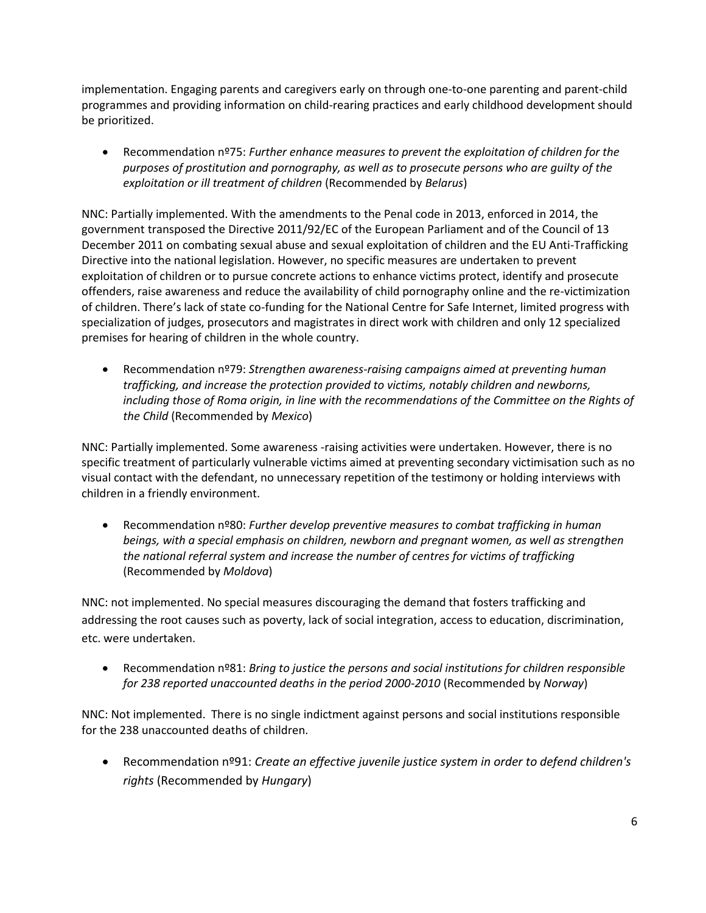implementation. Engaging parents and caregivers early on through one-to-one parenting and parent-child programmes and providing information on child-rearing practices and early childhood development should be prioritized.

- Recommendation nº75: *Further enhance measures to prevent the exploitation of children for the purposes of prostitution and pornography, as well as to prosecute persons who are guilty of the exploitation or ill treatment of children* (Recommended by *Belarus*)

NNC: Partially implemented. With the amendments to the Penal code in 2013, enforced in 2014, the government transposed the Directive 2011/92/EC of the European Parliament and of the Council of 13 December 2011 on combating sexual abuse and sexual exploitation of children and the EU Anti-Trafficking Directive into the national legislation. However, no specific measures are undertaken to prevent exploitation of children or to pursue concrete actions to enhance victims protect, identify and prosecute offenders, raise awareness and reduce the availability of child pornography online and the re-victimization of children. There's lack of state co-funding for the National Centre for Safe Internet, limited progress with specialization of judges, prosecutors and magistrates in direct work with children and only 12 specialized premises for hearing of children in the whole country.

- Recommendation nº79: *Strengthen awareness-raising campaigns aimed at preventing human trafficking, and increase the protection provided to victims, notably children and newborns, including those of Roma origin, in line with the recommendations of the Committee on the Rights of the Child* (Recommended by *Mexico*)

NNC: Partially implemented. Some awareness -raising activities were undertaken. However, there is no specific treatment of particularly vulnerable victims aimed at preventing secondary victimisation such as no visual contact with the defendant, no unnecessary repetition of the testimony or holding interviews with children in a friendly environment.

- Recommendation nº80: *Further develop preventive measures to combat trafficking in human beings, with a special emphasis on children, newborn and pregnant women, as well as strengthen the national referral system and increase the number of centres for victims of trafficking* (Recommended by *Moldova*)

NNC: not implemented. No special measures discouraging the demand that fosters trafficking and addressing the root causes such as poverty, lack of social integration, access to education, discrimination, etc. were undertaken.

- Recommendation nº81: *Bring to justice the persons and social institutions for children responsible for 238 reported unaccounted deaths in the period 2000-2010* (Recommended by *Norway*)

NNC: Not implemented. There is no single indictment against persons and social institutions responsible for the 238 unaccounted deaths of children.

- Recommendation nº91: *Create an effective juvenile justice system in order to defend children's rights* (Recommended by *Hungary*)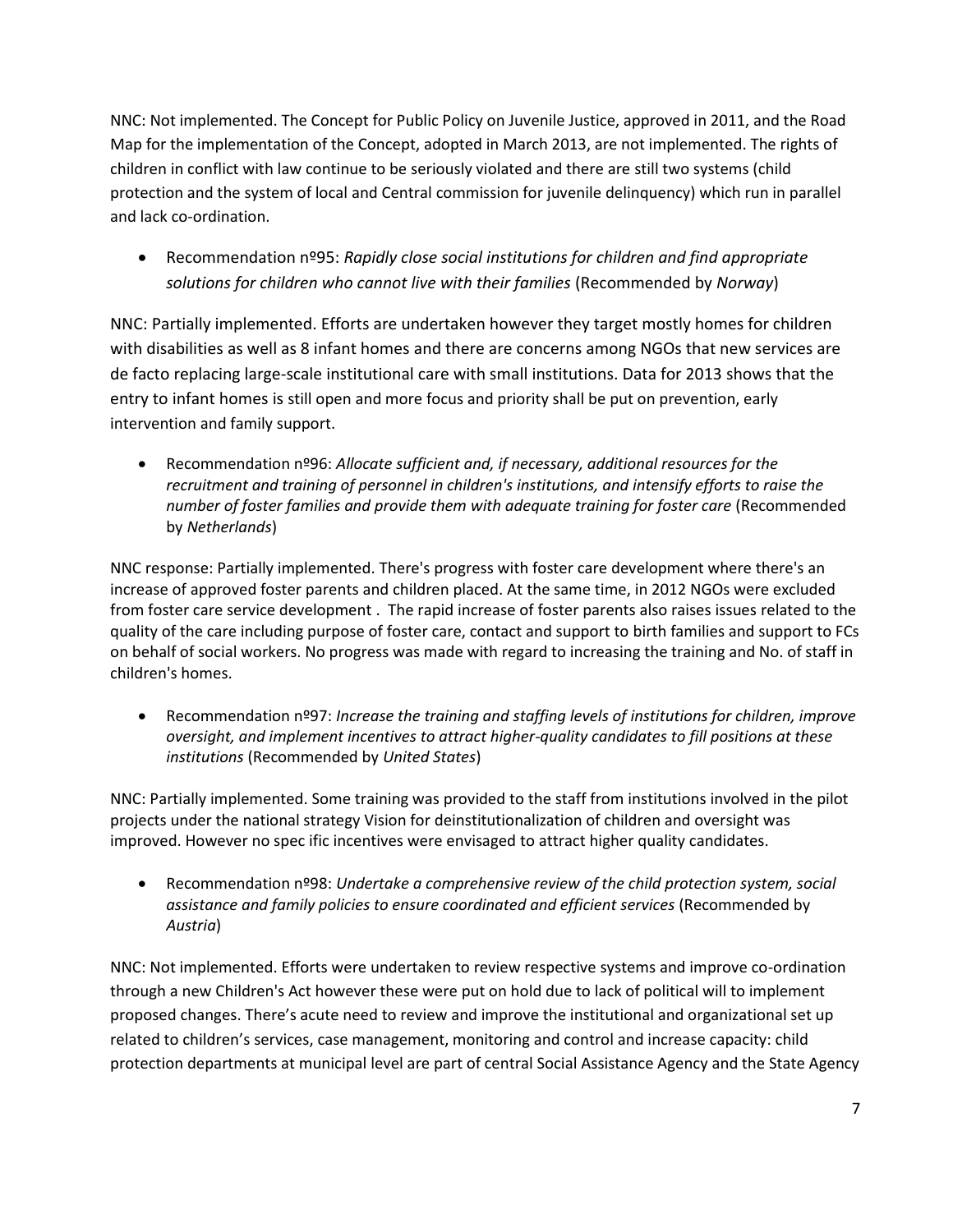NNC: Not implemented. The Concept for Public Policy on Juvenile Justice, approved in 2011, and the Road Map for the implementation of the Concept, adopted in March 2013, are not implemented. The rights of children in conflict with law continue to be seriously violated and there are still two systems (child protection and the system of local and Central commission for juvenile delinquency) which run in parallel and lack co-ordination.

- Recommendation nº95: *Rapidly close social institutions for children and find appropriate solutions for children who cannot live with their families* (Recommended by *Norway*)

NNC: Partially implemented. Efforts are undertaken however they target mostly homes for children with disabilities as well as 8 infant homes and there are concerns among NGOs that new services are de facto replacing large-scale institutional care with small institutions. Data for 2013 shows that the entry to infant homes is still open and more focus and priority shall be put on prevention, early intervention and family support.

- Recommendation nº96: *Allocate sufficient and, if necessary, additional resources for the recruitment and training of personnel in children's institutions, and intensify efforts to raise the number of foster families and provide them with adequate training for foster care* (Recommended by *Netherlands*)

NNC response: Partially implemented. There's progress with foster care development where there's an increase of approved foster parents and children placed. At the same time, in 2012 NGOs were excluded from foster care service development . The rapid increase of foster parents also raises issues related to the quality of the care including purpose of foster care, contact and support to birth families and support to FCs on behalf of social workers. No progress was made with regard to increasing the training and No. of staff in children's homes.

- Recommendation nº97: *Increase the training and staffing levels of institutions for children, improve oversight, and implement incentives to attract higher-quality candidates to fill positions at these institutions* (Recommended by *United States*)

NNC: Partially implemented. Some training was provided to the staff from institutions involved in the pilot projects under the national strategy Vision for deinstitutionalization of children and oversight was improved. However no spec ific incentives were envisaged to attract higher quality candidates.

- Recommendation nº98: *Undertake a comprehensive review of the child protection system, social assistance and family policies to ensure coordinated and efficient services* (Recommended by *Austria*)

NNC: Not implemented. Efforts were undertaken to review respective systems and improve co-ordination through a new Children's Act however these were put on hold due to lack of political will to implement proposed changes. There's acute need to review and improve the institutional and organizational set up related to children's services, case management, monitoring and control and increase capacity: child protection departments at municipal level are part of central Social Assistance Agency and the State Agency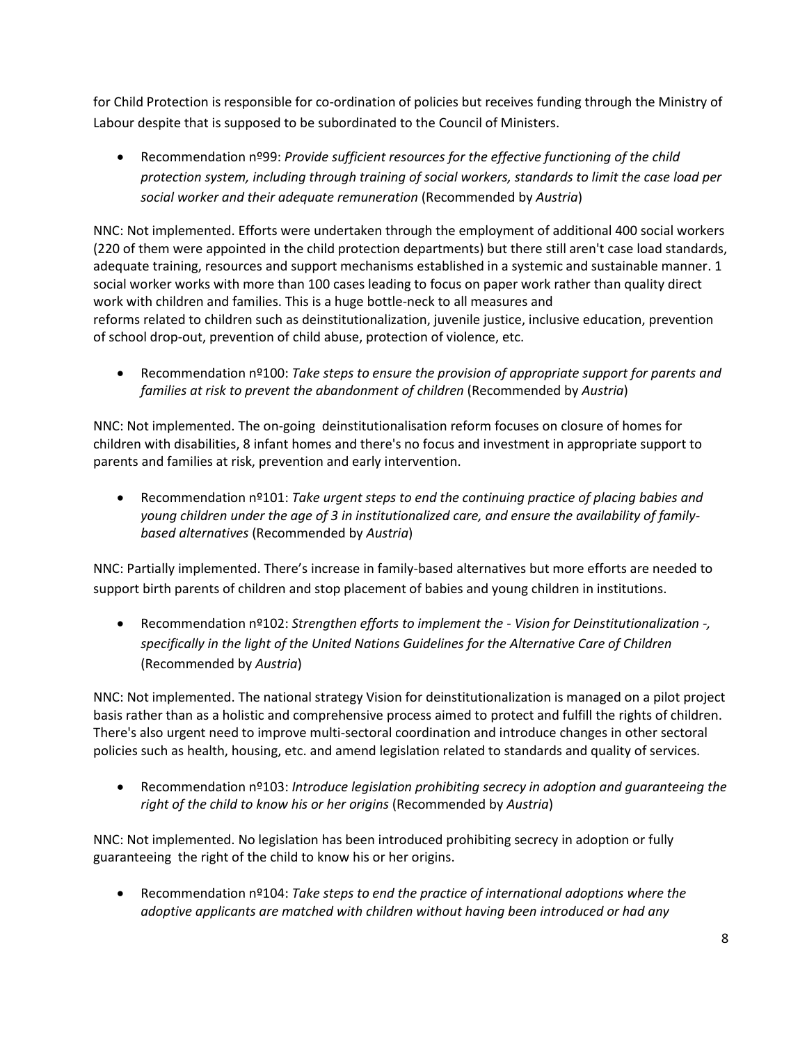for Child Protection is responsible for co-ordination of policies but receives funding through the Ministry of Labour despite that is supposed to be subordinated to the Council of Ministers.

- Recommendation nº99: *Provide sufficient resources for the effective functioning of the child protection system, including through training of social workers, standards to limit the case load per social worker and their adequate remuneration* (Recommended by *Austria*)

NNC: Not implemented. Efforts were undertaken through the employment of additional 400 social workers (220 of them were appointed in the child protection departments) but there still aren't case load standards, adequate training, resources and support mechanisms established in a systemic and sustainable manner. 1 social worker works with more than 100 cases leading to focus on paper work rather than quality direct work with children and families. This is a huge bottle-neck to all measures and reforms related to children such as deinstitutionalization, juvenile justice, inclusive education, prevention of school drop-out, prevention of child abuse, protection of violence, etc.

- Recommendation nº100: *Take steps to ensure the provision of appropriate support for parents and families at risk to prevent the abandonment of children* (Recommended by *Austria*)

NNC: Not implemented. The on-going deinstitutionalisation reform focuses on closure of homes for children with disabilities, 8 infant homes and there's no focus and investment in appropriate support to parents and families at risk, prevention and early intervention.

- Recommendation nº101: *Take urgent steps to end the continuing practice of placing babies and young children under the age of 3 in institutionalized care, and ensure the availability of family-based alternatives* (Recommended by *Austria*)

NNC: Partially implemented. There's increase in family-based alternatives but more efforts are needed to support birth parents of children and stop placement of babies and young children in institutions.

- Recommendation nº102: *Strengthen efforts to implement the - Vision for Deinstitutionalization -, specifically in the light of the United Nations Guidelines for the Alternative Care of Children* (Recommended by *Austria*)

NNC: Not implemented. The national strategy Vision for deinstitutionalization is managed on a pilot project basis rather than as a holistic and comprehensive process aimed to protect and fulfill the rights of children. There's also urgent need to improve multi-sectoral coordination and introduce changes in other sectoral policies such as health, housing, etc. and amend legislation related to standards and quality of services.

- Recommendation nº103: *Introduce legislation prohibiting secrecy in adoption and guaranteeing the right of the child to know his or her origins* (Recommended by *Austria*)

NNC: Not implemented. No legislation has been introduced prohibiting secrecy in adoption or fully guaranteeing the right of the child to know his or her origins.

- Recommendation nº104: *Take steps to end the practice of international adoptions where the adoptive applicants are matched with children without having been introduced or had any*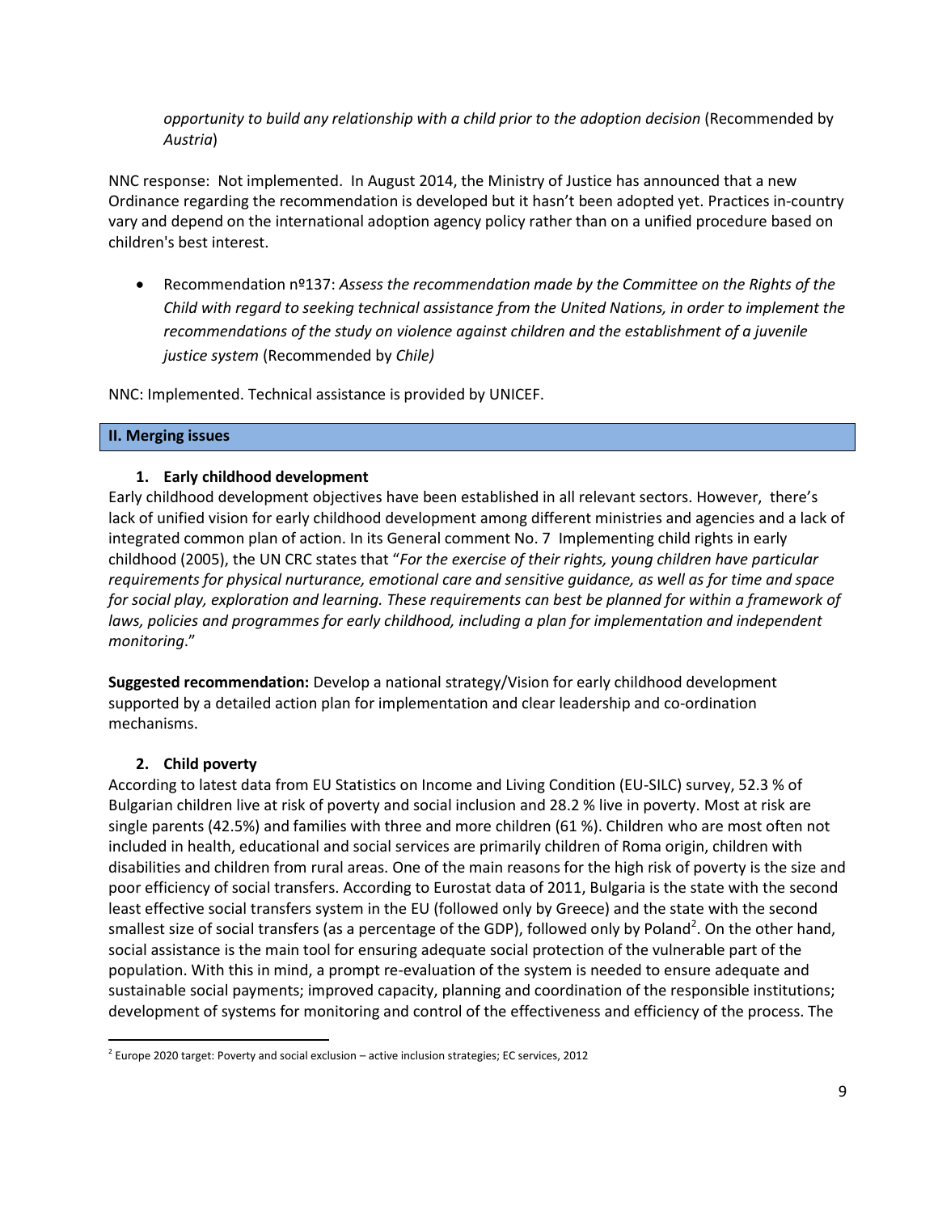*opportunity to build any relationship with a child prior to the adoption decision* (Recommended by *Austria*)

NNC response: Not implemented. In August 2014, the Ministry of Justice has announced that a new Ordinance regarding the recommendation is developed but it hasn't been adopted yet. Practices in-country vary and depend on the international adoption agency policy rather than on a unified procedure based on children's best interest.

- Recommendation nº137: *Assess the recommendation made by the Committee on the Rights of the Child with regard to seeking technical assistance from the United Nations, in order to implement the recommendations of the study on violence against children and the establishment of a juvenile justice system* (Recommended by *Chile)*

NNC: Implemented. Technical assistance is provided by UNICEF.

## II. Merging issues

### 1. Early childhood development

Early childhood development objectives have been established in all relevant sectors. However, there's lack of unified vision for early childhood development among different ministries and agencies and a lack of integrated common plan of action. In its General comment No. 7 Implementing child rights in early childhood (2005), the UN CRC states that "*For the exercise of their rights, young children have particular requirements for physical nurturance, emotional care and sensitive guidance, as well as for time and space for social play, exploration and learning. These requirements can best be planned for within a framework of laws, policies and programmes for early childhood, including a plan for implementation and independent monitoring*."

**Suggested recommendation:** Develop a national strategy/Vision for early childhood development supported by a detailed action plan for implementation and clear leadership and co-ordination mechanisms.

### 2. Child poverty

According to latest data from EU Statistics on Income and Living Condition (EU-SILC) survey, 52.3 % of Bulgarian children live at risk of poverty and social inclusion and 28.2 % live in poverty. Most at risk are single parents (42.5%) and families with three and more children (61 %). Children who are most often not included in health, educational and social services are primarily children of Roma origin, children with disabilities and children from rural areas. One of the main reasons for the high risk of poverty is the size and poor efficiency of social transfers. According to Eurostat data of 2011, Bulgaria is the state with the second least effective social transfers system in the EU (followed only by Greece) and the state with the second smallest size of social transfers (as a percentage of the GDP), followed only by Poland[2]. On the other hand, social assistance is the main tool for ensuring adequate social protection of the vulnerable part of the population. With this in mind, a prompt re-evaluation of the system is needed to ensure adequate and sustainable social payments; improved capacity, planning and coordination of the responsible institutions; development of systems for monitoring and control of the effectiveness and efficiency of the process. The

[2] Europe 2020 target: Poverty and social exclusion – active inclusion strategies; EC services, 2012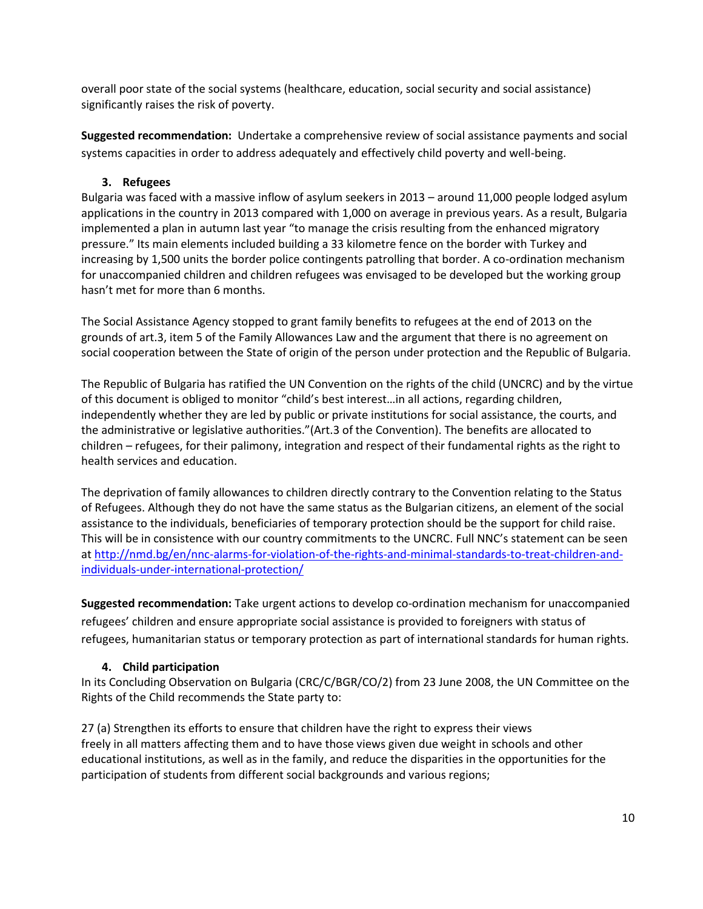overall poor state of the social systems (healthcare, education, social security and social assistance) significantly raises the risk of poverty.

**Suggested recommendation:** Undertake a comprehensive review of social assistance payments and social systems capacities in order to address adequately and effectively child poverty and well-being.

### 3. Refugees

Bulgaria was faced with a massive inflow of asylum seekers in 2013 – around 11,000 people lodged asylum applications in the country in 2013 compared with 1,000 on average in previous years. As a result, Bulgaria implemented a plan in autumn last year "to manage the crisis resulting from the enhanced migratory pressure." Its main elements included building a 33 kilometre fence on the border with Turkey and increasing by 1,500 units the border police contingents patrolling that border. A co-ordination mechanism for unaccompanied children and children refugees was envisaged to be developed but the working group hasn't met for more than 6 months.

The Social Assistance Agency stopped to grant family benefits to refugees at the end of 2013 on the grounds of art.3, item 5 of the Family Allowances Law and the argument that there is no agreement on social cooperation between the State of origin of the person under protection and the Republic of Bulgaria.

The Republic of Bulgaria has ratified the UN Convention on the rights of the child (UNCRC) and by the virtue of this document is obliged to monitor "child's best interest…in all actions, regarding children, independently whether they are led by public or private institutions for social assistance, the courts, and the administrative or legislative authorities."(Art.3 of the Convention). The benefits are allocated to children – refugees, for their palimony, integration and respect of their fundamental rights as the right to health services and education.

The deprivation of family allowances to children directly contrary to the Convention relating to the Status of Refugees. Although they do not have the same status as the Bulgarian citizens, an element of the social assistance to the individuals, beneficiaries of temporary protection should be the support for child raise. This will be in consistence with our country commitments to the UNCRC. Full NNC's statement can be seen at http://nmd.bg/en/nnc-alarms-for-violation-of-the-rights-and-minimal-standards-to-treat-children-and-individuals-under-international-protection/

**Suggested recommendation:** Take urgent actions to develop co-ordination mechanism for unaccompanied refugees' children and ensure appropriate social assistance is provided to foreigners with status of refugees, humanitarian status or temporary protection as part of international standards for human rights.

### 4. Child participation

In its Concluding Observation on Bulgaria (CRC/C/BGR/CO/2) from 23 June 2008, the UN Committee on the Rights of the Child recommends the State party to:

27 (a) Strengthen its efforts to ensure that children have the right to express their views freely in all matters affecting them and to have those views given due weight in schools and other educational institutions, as well as in the family, and reduce the disparities in the opportunities for the participation of students from different social backgrounds and various regions;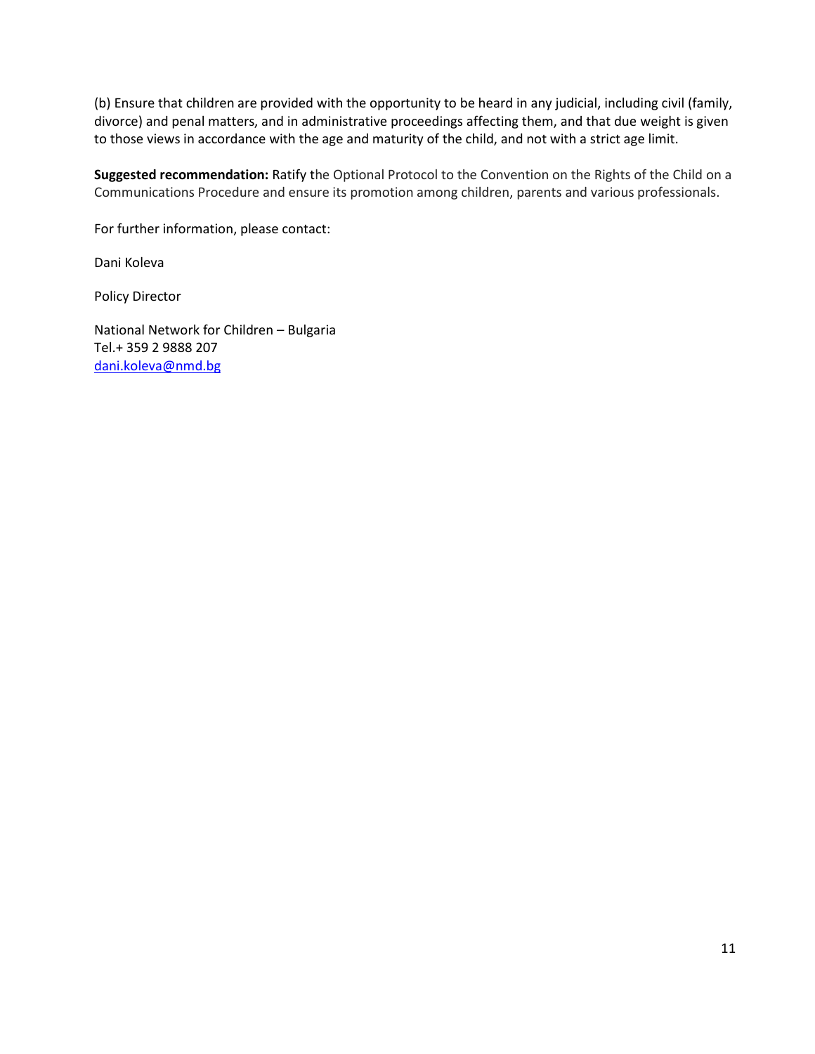(b) Ensure that children are provided with the opportunity to be heard in any judicial, including civil (family, divorce) and penal matters, and in administrative proceedings affecting them, and that due weight is given to those views in accordance with the age and maturity of the child, and not with a strict age limit.

**Suggested recommendation:** Ratify the Optional Protocol to the Convention on the Rights of the Child on a Communications Procedure and ensure its promotion among children, parents and various professionals.

For further information, please contact:

Dani Koleva

Policy Director

National Network for Children – Bulgaria
Tel.+ 359 2 9888 207
dani.koleva@nmd.bg